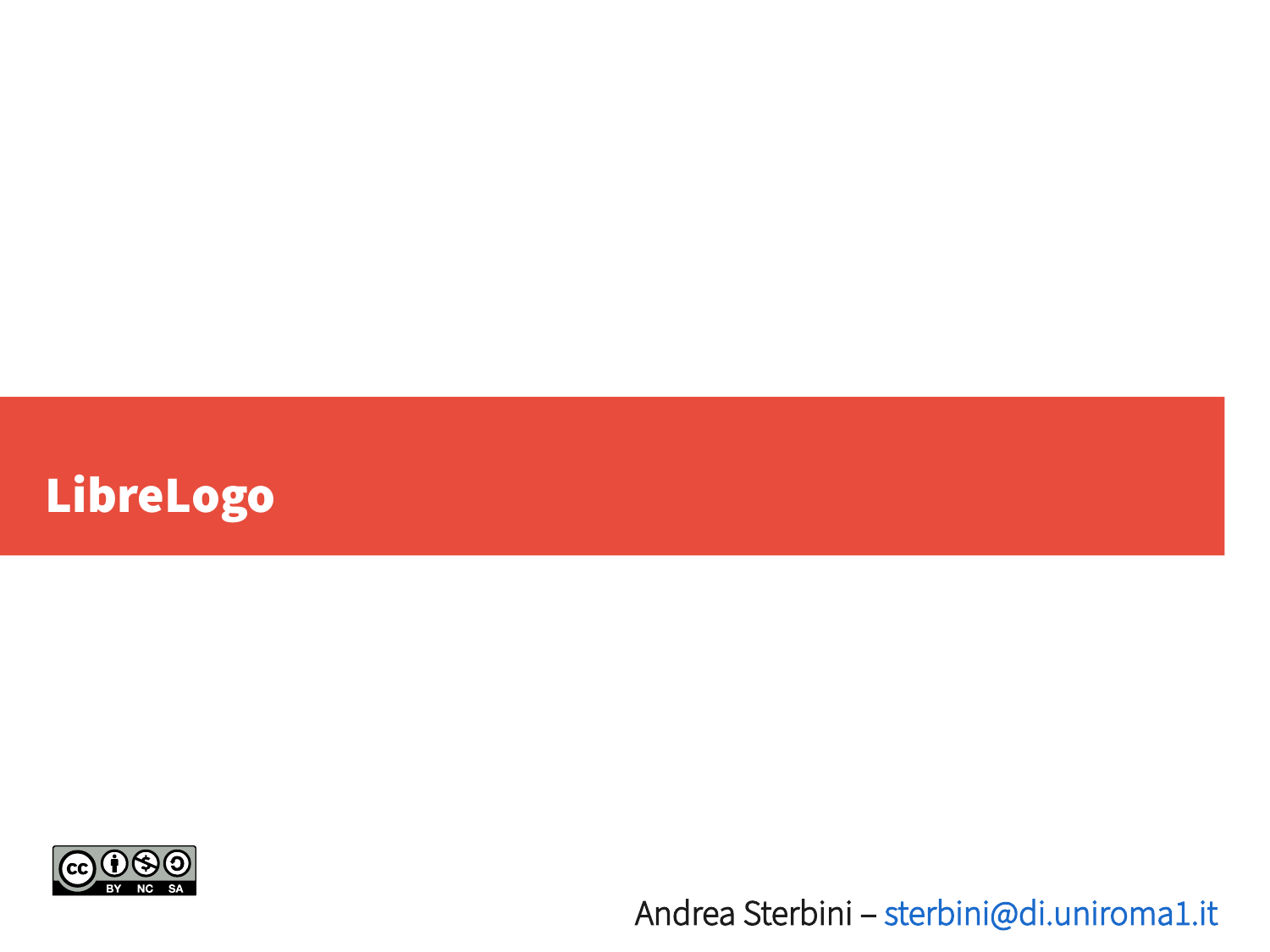# LibreLogo

Andrea Sterbini – sterbini@di.uniroma1.it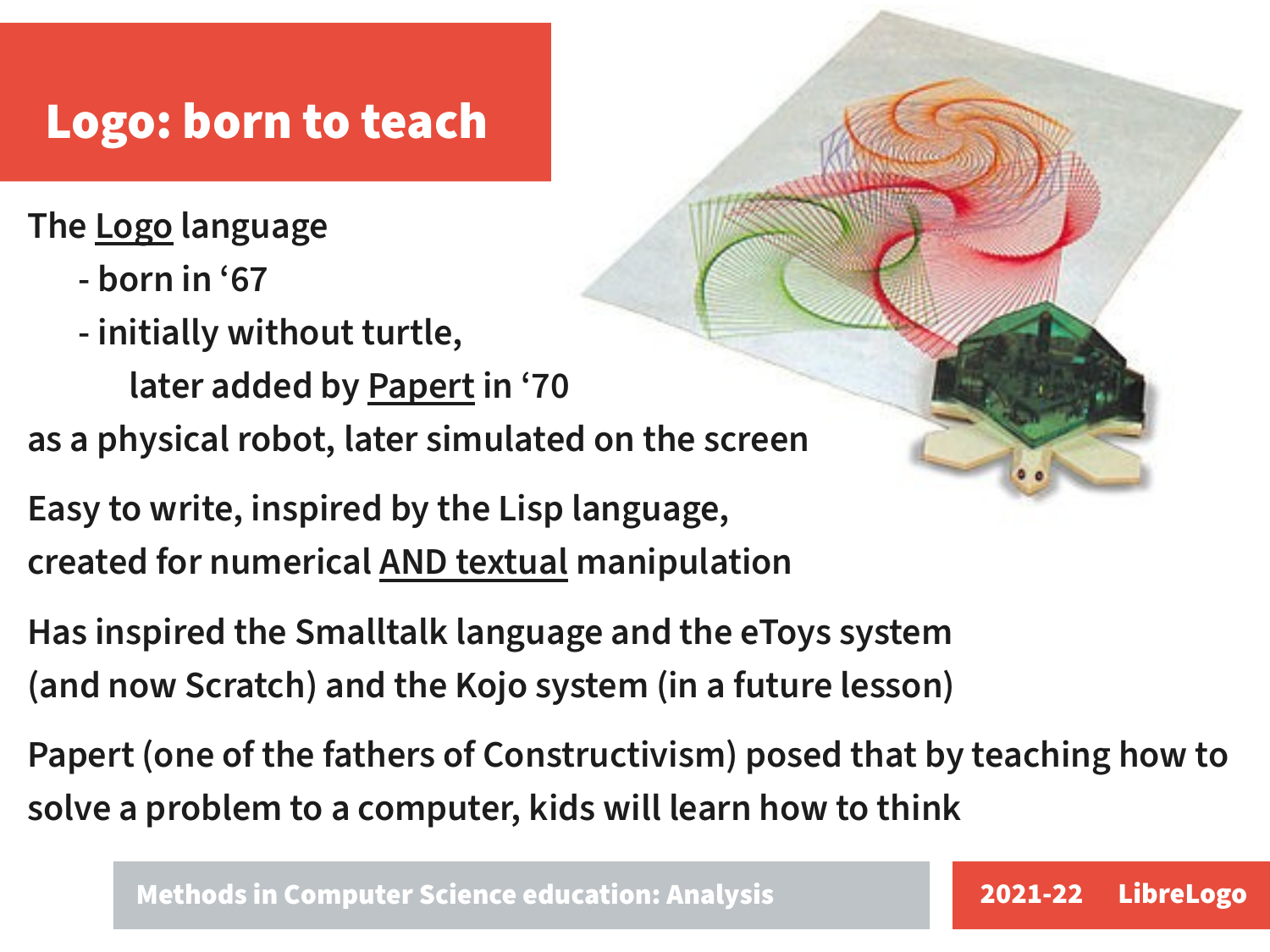# Logo: born to teach

The Logo language

- born in ‘67
- initially without turtle,
  later added by Papert in ‘70

as a physical robot, later simulated on the screen

Easy to write, inspired by the Lisp language,
created for numerical AND textual manipulation

Has inspired the Smalltalk language and the eToys system (and now Scratch) and the Kojo system (in a future lesson)

Papert (one of the fathers of Constructivism) posed that by teaching how to solve a problem to a computer, kids will learn how to think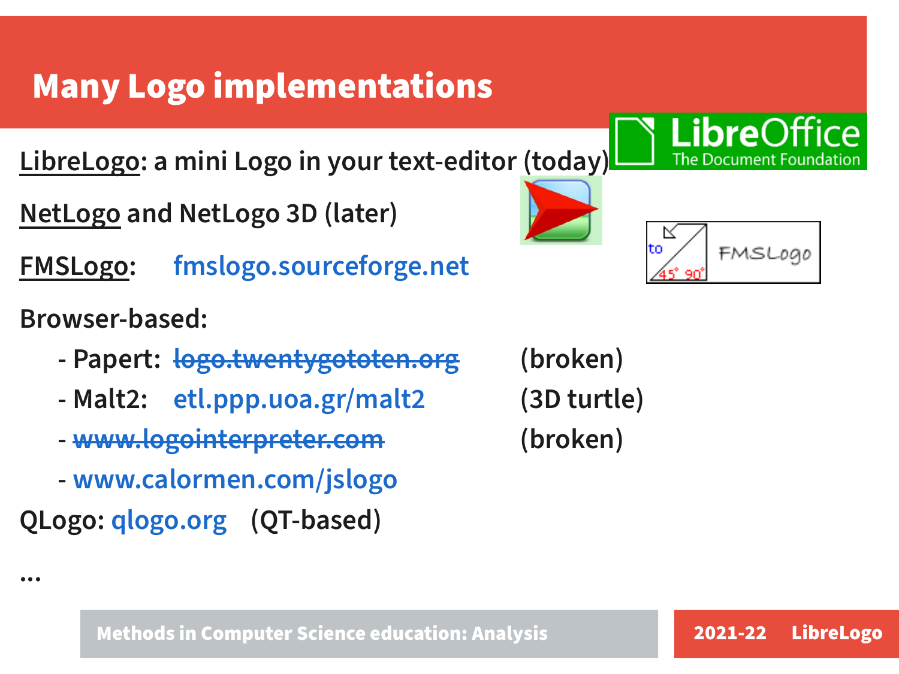# Many Logo implementations

LibreLogo: a mini Logo in your text-editor (today)

NetLogo and NetLogo 3D (later)

FMSLogo: fmslogo.sourceforge.net

Browser-based:

- Papert: ~~logo.twentygototen.org~~ (broken)
- Malt2: etl.ppp.uoa.gr/malt2 (3D turtle)
- ~~www.logointerpreter.com~~ (broken)
- www.calormen.com/jslogo

QLogo: qlogo.org (QT-based)

...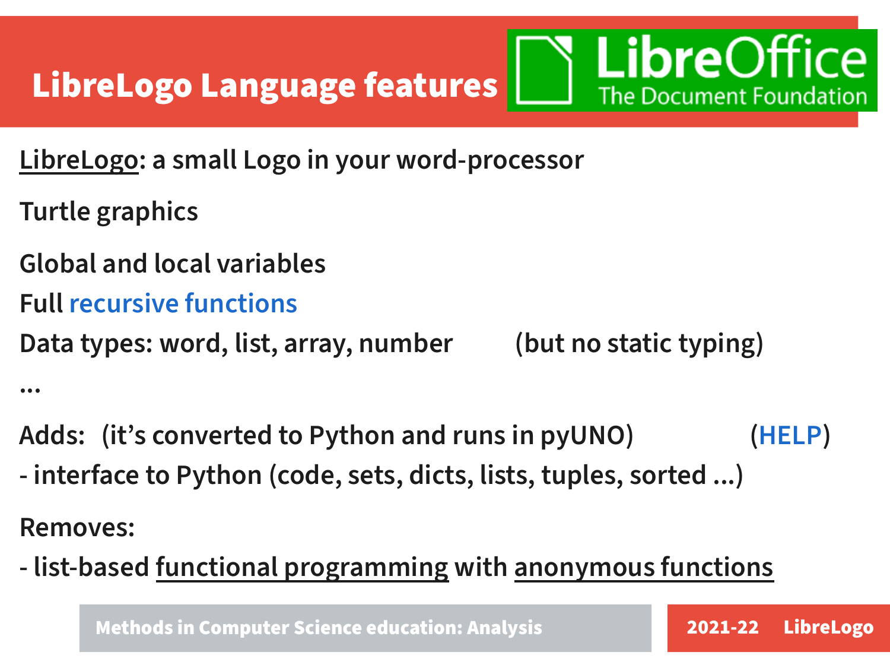# LibreLogo Language features

LibreLogo: a small Logo in your word-processor

Turtle graphics

Global and local variables

Full recursive functions

Data types: word, list, array, number (but no static typing)

...

Adds: (it's converted to Python and runs in pyUNO) (HELP)

- interface to Python (code, sets, dicts, lists, tuples, sorted ...)

Removes:

- list-based functional programming with anonymous functions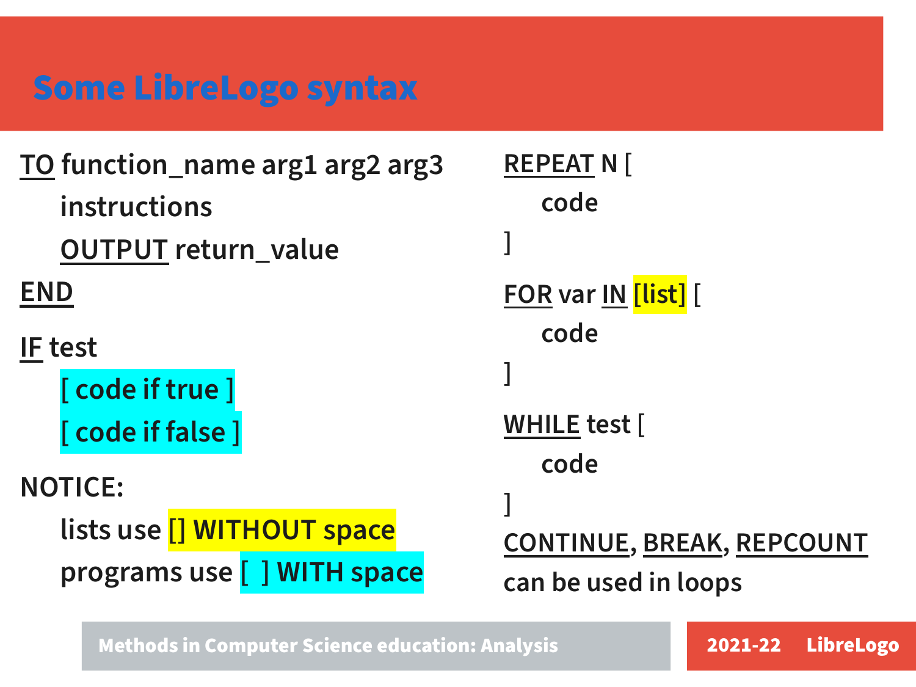# Some LibreLogo syntax

```
TO function_name arg1 arg2 arg3
    instructions
    OUTPUT return_value
END
```

```
IF test
    [ code if true ]
    [ code if false ]
```

NOTICE:

- lists use [] WITHOUT space
- programs use [ ] WITH space

```
REPEAT N [
    code
]
```

```
FOR var IN [list] [
    code
]
```

```
WHILE test [
    code
]
```

CONTINUE, BREAK, REPCOUNT can be used in loops

Methods in Computer Science education: Analysis — 2021-22 LibreLogo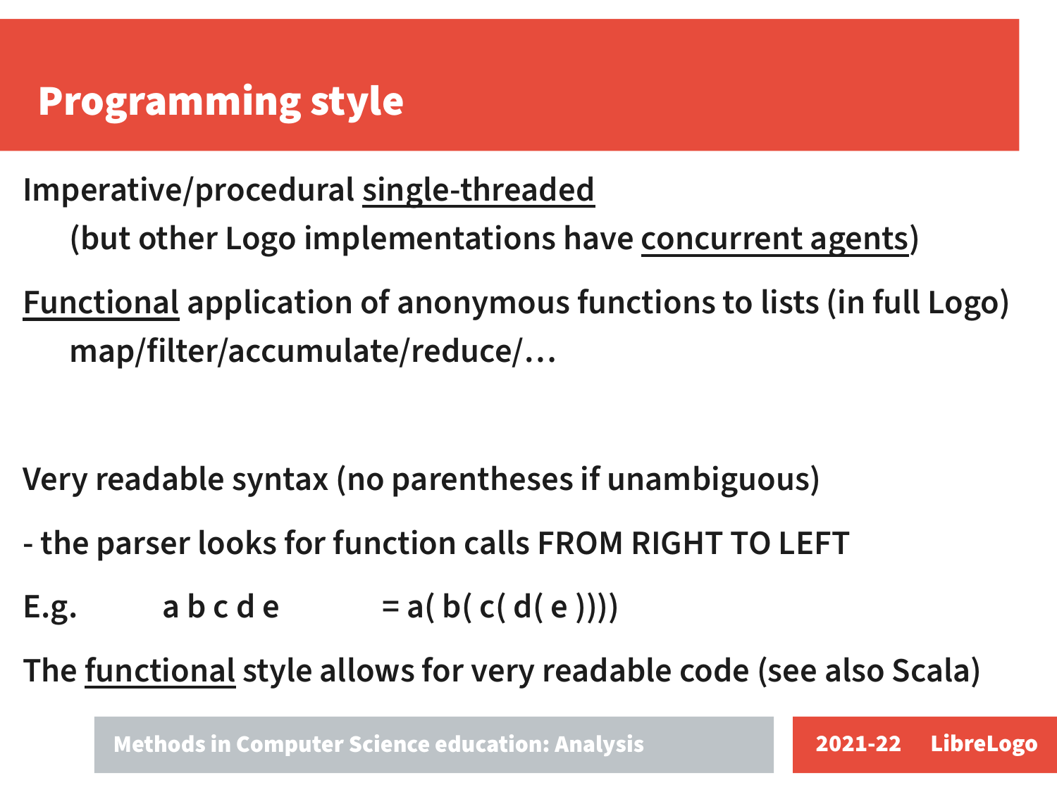# Programming style

Imperative/procedural <u>single-threaded</u>

(but other Logo implementations have <u>concurrent agents</u>)

<u>Functional</u> application of anonymous functions to lists (in full Logo)

map/filter/accumulate/reduce/…

Very readable syntax (no parentheses if unambiguous)

- the parser looks for function calls FROM RIGHT TO LEFT

E.g. a b c d e = a( b( c( d( e ))))

The <u>functional</u> style allows for very readable code (see also Scala)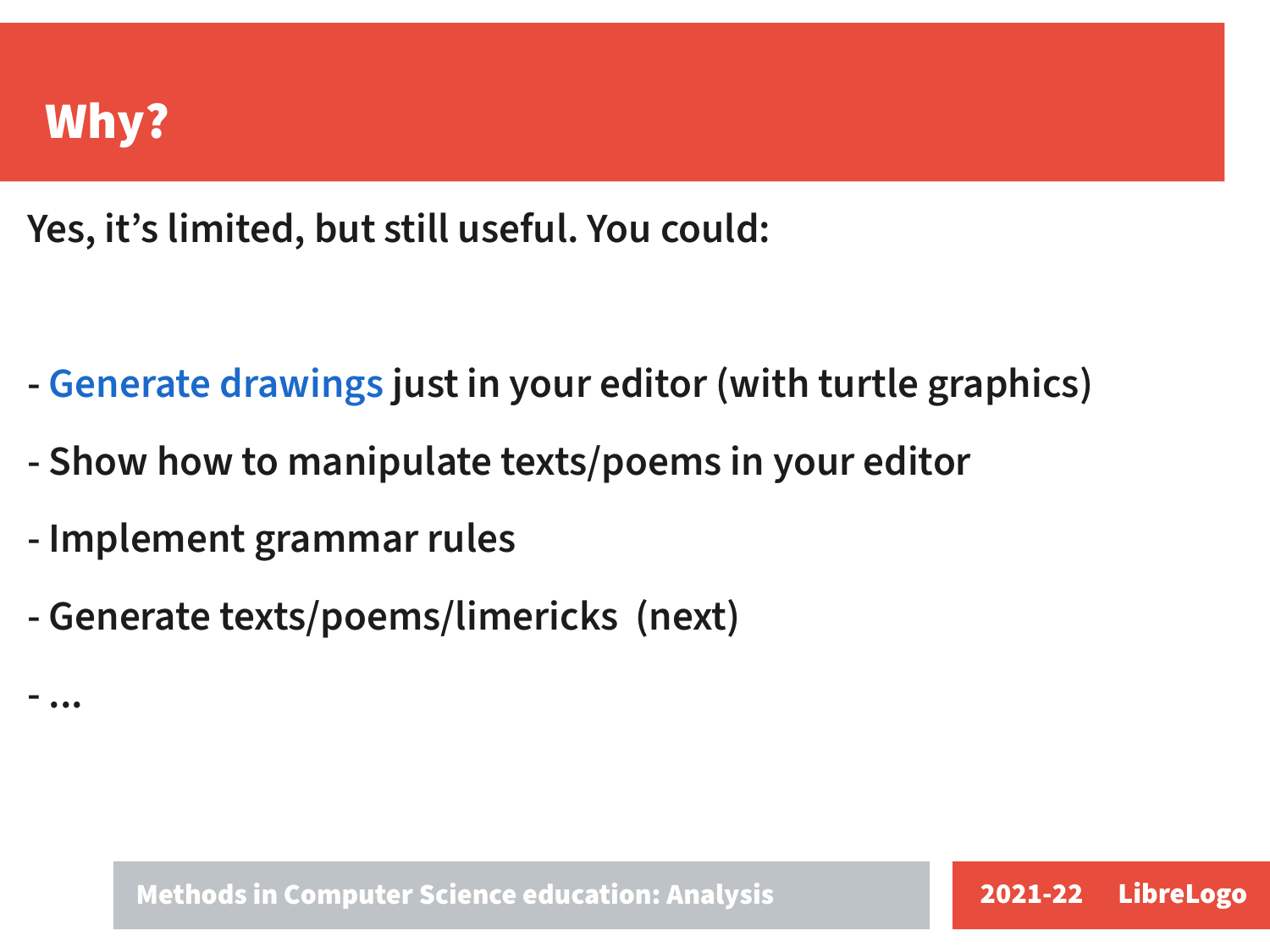# Why?

Yes, it's limited, but still useful. You could:

- Generate drawings just in your editor (with turtle graphics)
- Show how to manipulate texts/poems in your editor
- Implement grammar rules
- Generate texts/poems/limericks (next)
- ...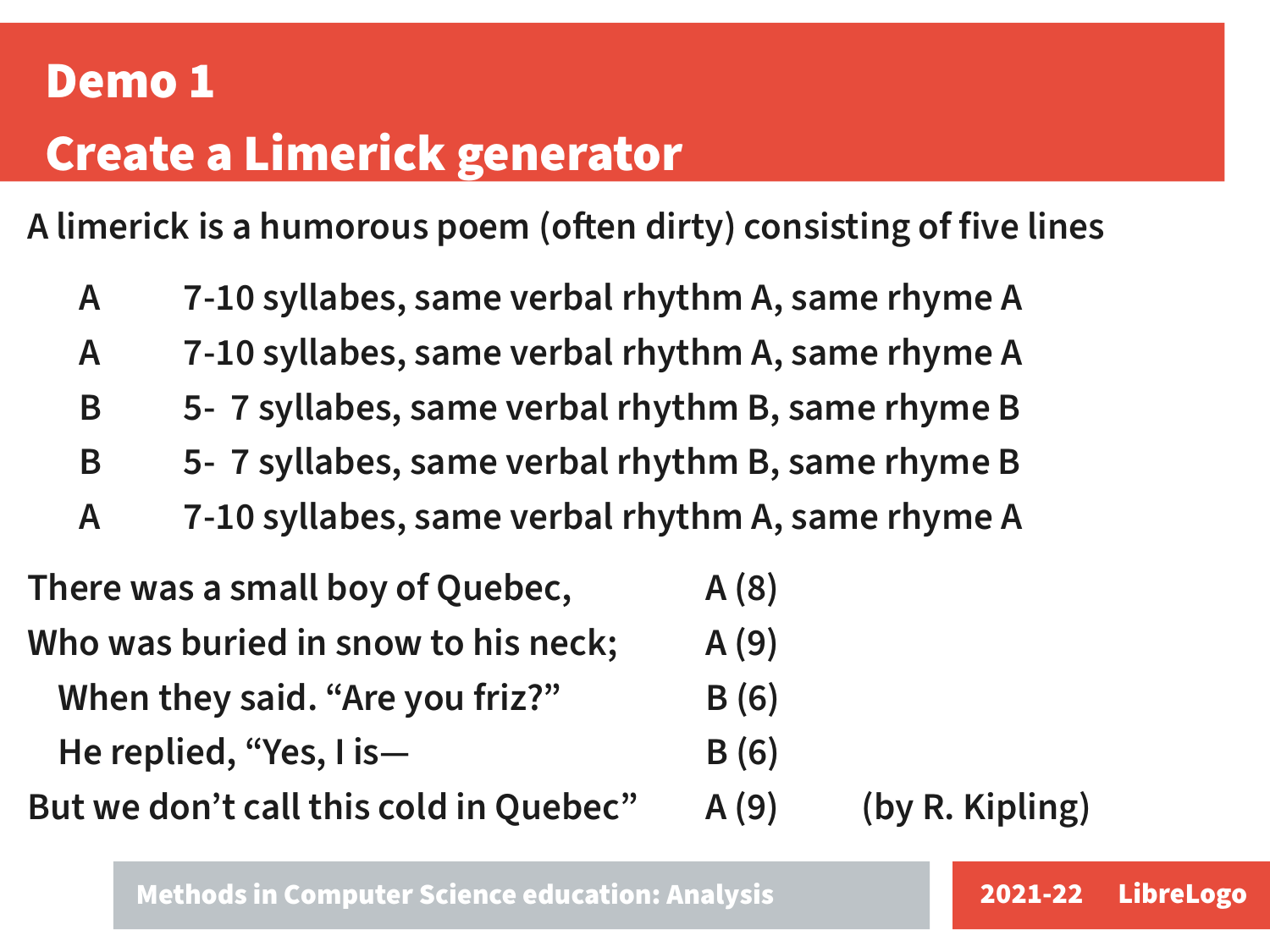# Demo 1

## Create a Limerick generator

A limerick is a humorous poem (often dirty) consisting of five lines

| | |
|---|---|
| A | 7-10 syllabes, same verbal rhythm A, same rhyme A |
| A | 7-10 syllabes, same verbal rhythm A, same rhyme A |
| B | 5- 7 syllabes, same verbal rhythm B, same rhyme B |
| B | 5- 7 syllabes, same verbal rhythm B, same rhyme B |
| A | 7-10 syllabes, same verbal rhythm A, same rhyme A |

| | | |
|---|---|---|
| There was a small boy of Quebec, | A (8) | |
| Who was buried in snow to his neck; | A (9) | |
| When they said. “Are you friz?” | B (6) | |
| He replied, “Yes, I is— | B (6) | |
| But we don’t call this cold in Quebec” | A (9) | (by R. Kipling) |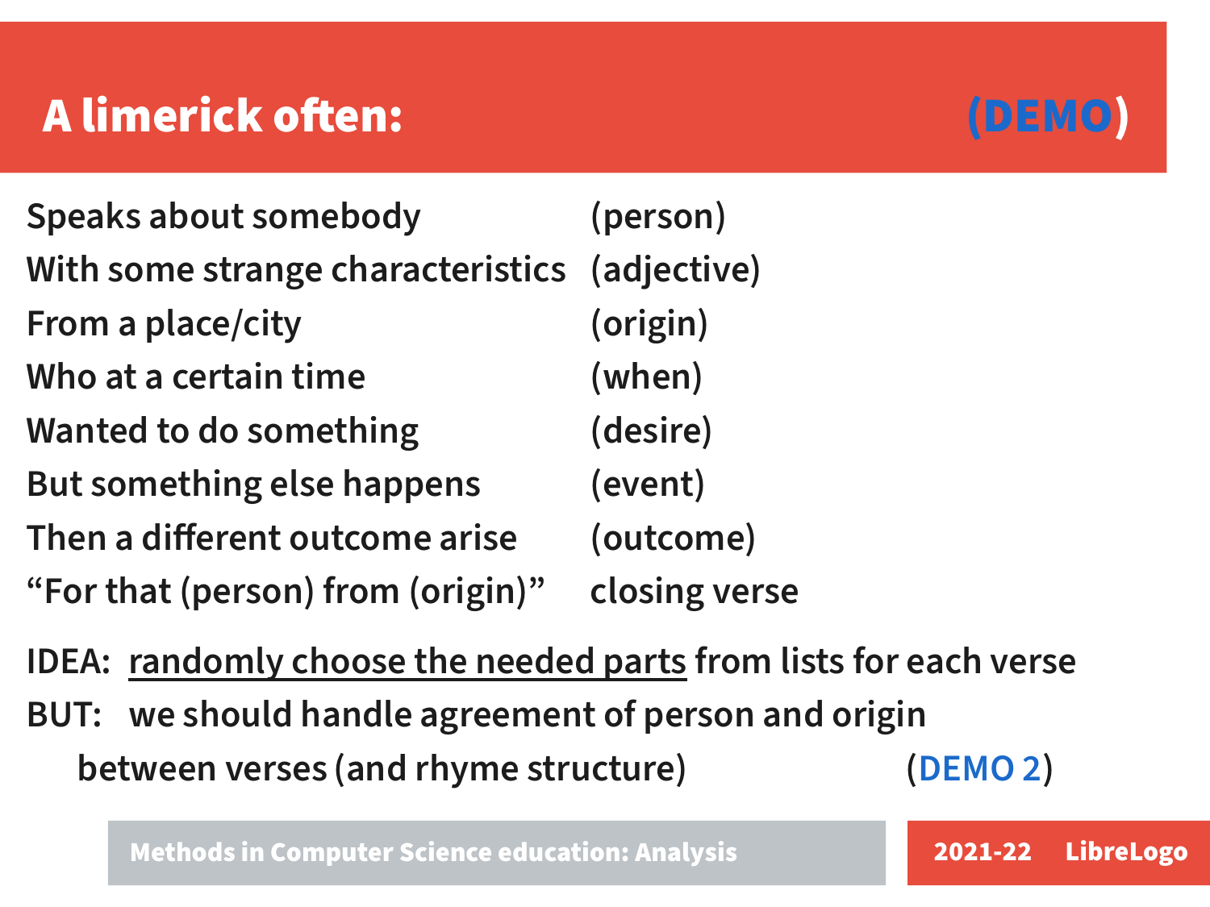# A limerick often: (DEMO)

| | |
|---|---|
| Speaks about somebody | (person) |
| With some strange characteristics | (adjective) |
| From a place/city | (origin) |
| Who at a certain time | (when) |
| Wanted to do something | (desire) |
| But something else happens | (event) |
| Then a different outcome arise | (outcome) |
| “For that (person) from (origin)” | closing verse |

IDEA: randomly choose the needed parts from lists for each verse

BUT: we should handle agreement of person and origin between verses (and rhyme structure) (DEMO 2)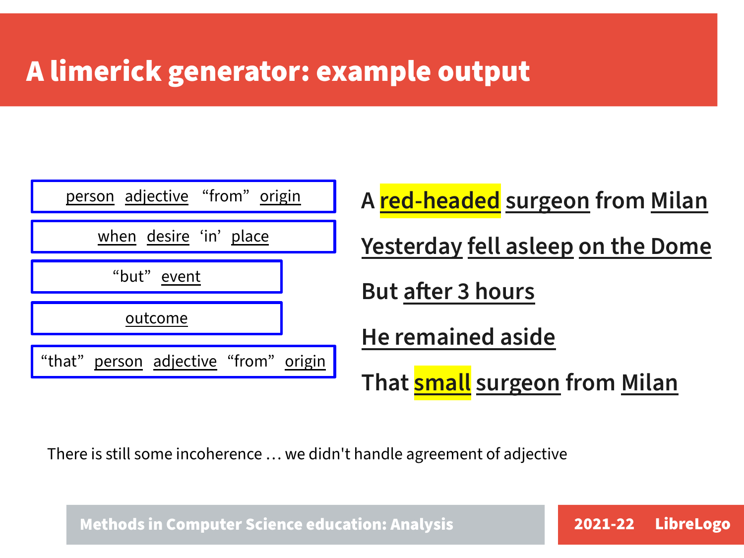# A limerick generator: example output

| Template | Output |
| --- | --- |
| person adjective "from" origin | A **red-headed** surgeon from Milan |
| when desire 'in' place | Yesterday fell asleep on the Dome |
| "but" event | But after 3 hours |
| outcome | He remained aside |
| "that" person adjective "from" origin | That **small** surgeon from Milan |

There is still some incoherence … we didn't handle agreement of adjective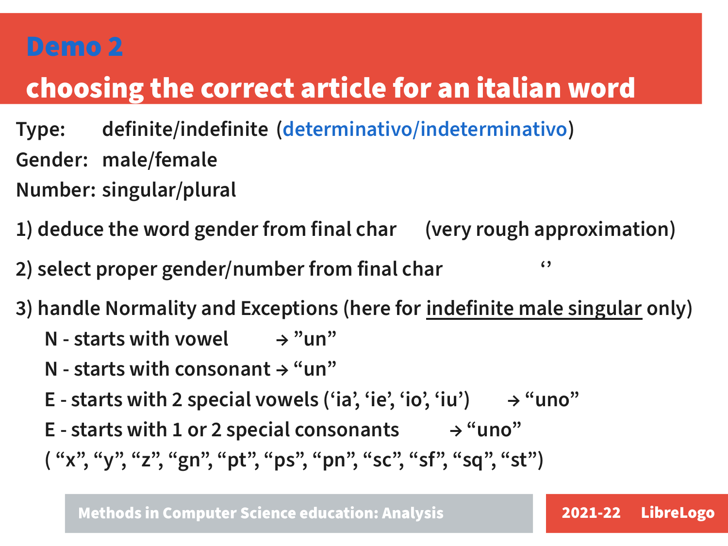# Demo 2

## choosing the correct article for an italian word

Type: definite/indefinite (determinativo/indeterminativo)

Gender: male/female

Number: singular/plural

1) deduce the word gender from final char (very rough approximation)

2) select proper gender/number from final char ‘’

3) handle Normality and Exceptions (here for <u>indefinite male singular</u> only)

   N - starts with vowel → ”un”

   N - starts with consonant → “un”

   E - starts with 2 special vowels (‘ia’, ‘ie’, ‘io’, ‘iu’) → “uno”

   E - starts with 1 or 2 special consonants → “uno”

   ( “x”, “y”, “z”, “gn”, “pt”, “ps”, “pn”, “sc”, “sf”, “sq”, “st”)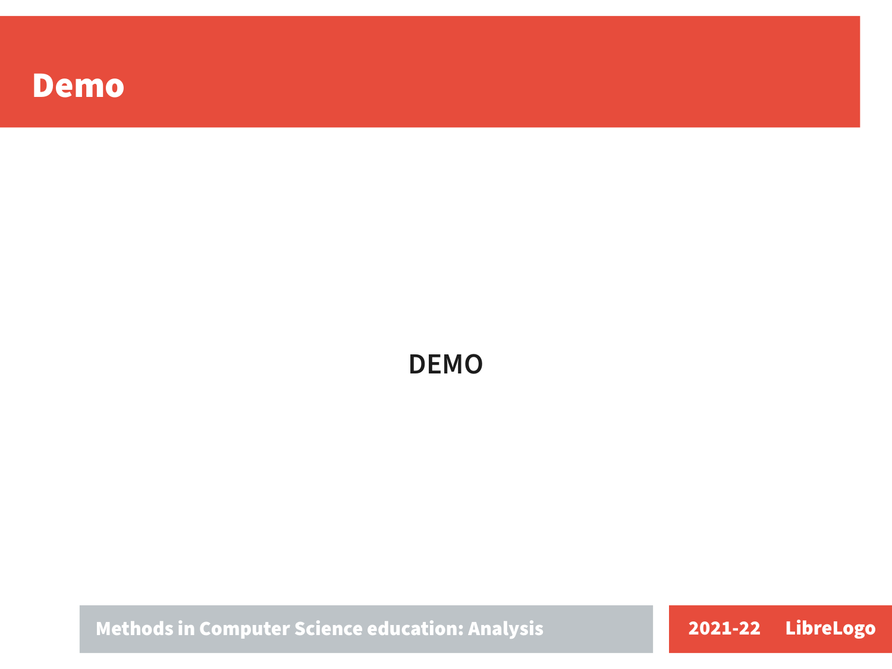# Demo

**DEMO**